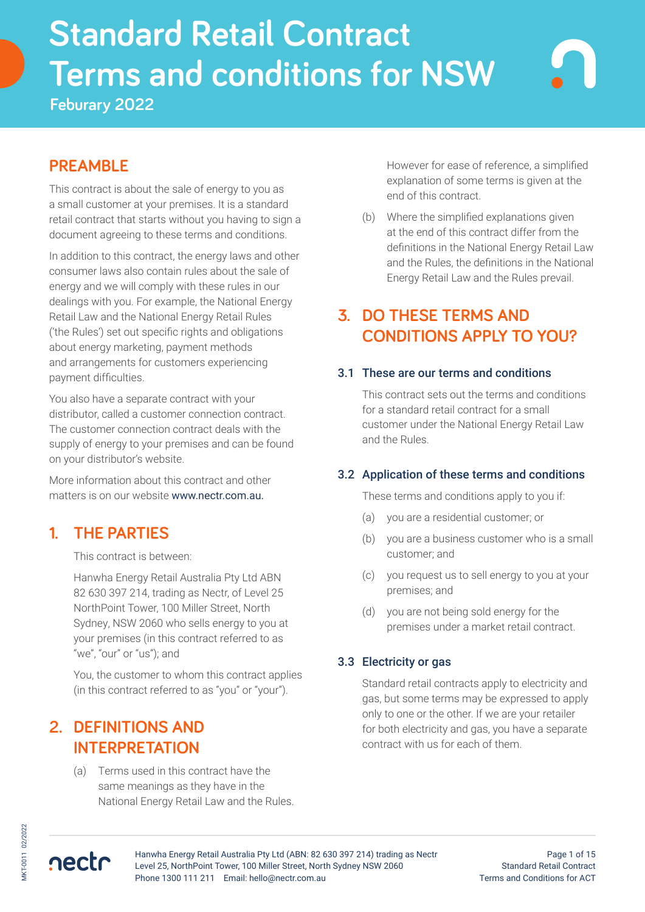# Standard Retail Contract Terms and conditions for NSW

Feburary 2022

## PREAMBLE

This contract is about the sale of energy to you as a small customer at your premises. It is a standard retail contract that starts without you having to sign a document agreeing to these terms and conditions.

In addition to this contract, the energy laws and other consumer laws also contain rules about the sale of energy and we will comply with these rules in our dealings with you. For example, the National Energy Retail Law and the National Energy Retail Rules ('the Rules') set out specific rights and obligations about energy marketing, payment methods and arrangements for customers experiencing payment difficulties.

You also have a separate contract with your distributor, called a customer connection contract. The customer connection contract deals with the supply of energy to your premises and can be found on your distributor's website.

More information about this contract and other matters is on our website www.nectr.com.au.

## 1. THE PARTIES

This contract is between:

Hanwha Energy Retail Australia Pty Ltd ABN 82 630 397 214, trading as Nectr, of Level 25 NorthPoint Tower, 100 Miller Street, North Sydney, NSW 2060 who sells energy to you at your premises (in this contract referred to as "we", "our" or "us"); and

You, the customer to whom this contract applies (in this contract referred to as "you" or "your").

## 2. DEFINITIONS AND INTERPRETATION

(a) Terms used in this contract have the same meanings as they have in the National Energy Retail Law and the Rules. However for ease of reference, a simplified explanation of some terms is given at the end of this contract.

(b) Where the simplified explanations given at the end of this contract differ from the definitions in the National Energy Retail Law and the Rules, the definitions in the National Energy Retail Law and the Rules prevail.

## 3. DO THESE TERMS AND CONDITIONS APPLY TO YOU?

### 3.1 These are our terms and conditions

This contract sets out the terms and conditions for a standard retail contract for a small customer under the National Energy Retail Law and the Rules.

### 3.2 Application of these terms and conditions

These terms and conditions apply to you if:

(a) you are a residential customer; or

(b) you are a business customer who is a small customer; and

(c) you request us to sell energy to you at your premises; and

(d) you are not being sold energy for the premises under a market retail contract.

### 3.3 Electricity or gas

Standard retail contracts apply to electricity and gas, but some terms may be expressed to apply only to one or the other. If we are your retailer for both electricity and gas, you have a separate contract with us for each of them.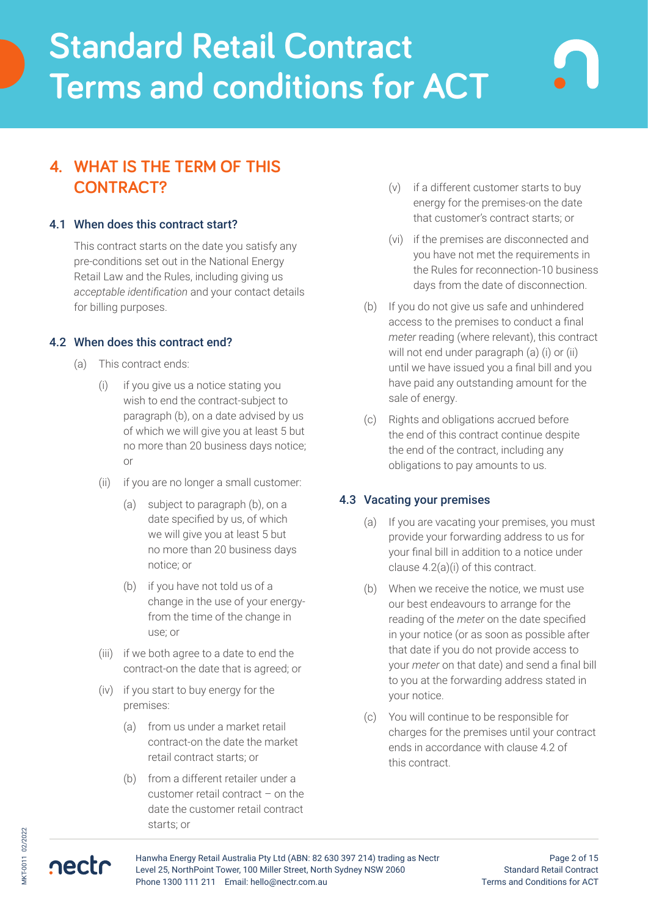## 4. WHAT IS THE TERM OF THIS CONTRACT?

### 4.1 When does this contract start?

This contract starts on the date you satisfy any pre-conditions set out in the National Energy Retail Law and the Rules, including giving us *acceptable identification* and your contact details for billing purposes.

### 4.2 When does this contract end?

(a) This contract ends:

(i) if you give us a notice stating you wish to end the contract-subject to paragraph (b), on a date advised by us of which we will give you at least 5 but no more than 20 business days notice; or

(ii) if you are no longer a small customer:

(a) subject to paragraph (b), on a date specified by us, of which we will give you at least 5 but no more than 20 business days notice; or

(b) if you have not told us of a change in the use of your energy-from the time of the change in use; or

(iii) if we both agree to a date to end the contract-on the date that is agreed; or

(iv) if you start to buy energy for the premises:

(a) from us under a market retail contract-on the date the market retail contract starts; or

(b) from a different retailer under a customer retail contract – on the date the customer retail contract starts; or

(v) if a different customer starts to buy energy for the premises-on the date that customer's contract starts; or

(vi) if the premises are disconnected and you have not met the requirements in the Rules for reconnection-10 business days from the date of disconnection.

(b) If you do not give us safe and unhindered access to the premises to conduct a final *meter* reading (where relevant), this contract will not end under paragraph (a) (i) or (ii) until we have issued you a final bill and you have paid any outstanding amount for the sale of energy.

(c) Rights and obligations accrued before the end of this contract continue despite the end of the contract, including any obligations to pay amounts to us.

### 4.3 Vacating your premises

(a) If you are vacating your premises, you must provide your forwarding address to us for your final bill in addition to a notice under clause 4.2(a)(i) of this contract.

(b) When we receive the notice, we must use our best endeavours to arrange for the reading of the *meter* on the date specified in your notice (or as soon as possible after that date if you do not provide access to your *meter* on that date) and send a final bill to you at the forwarding address stated in your notice.

(c) You will continue to be responsible for charges for the premises until your contract ends in accordance with clause 4.2 of this contract.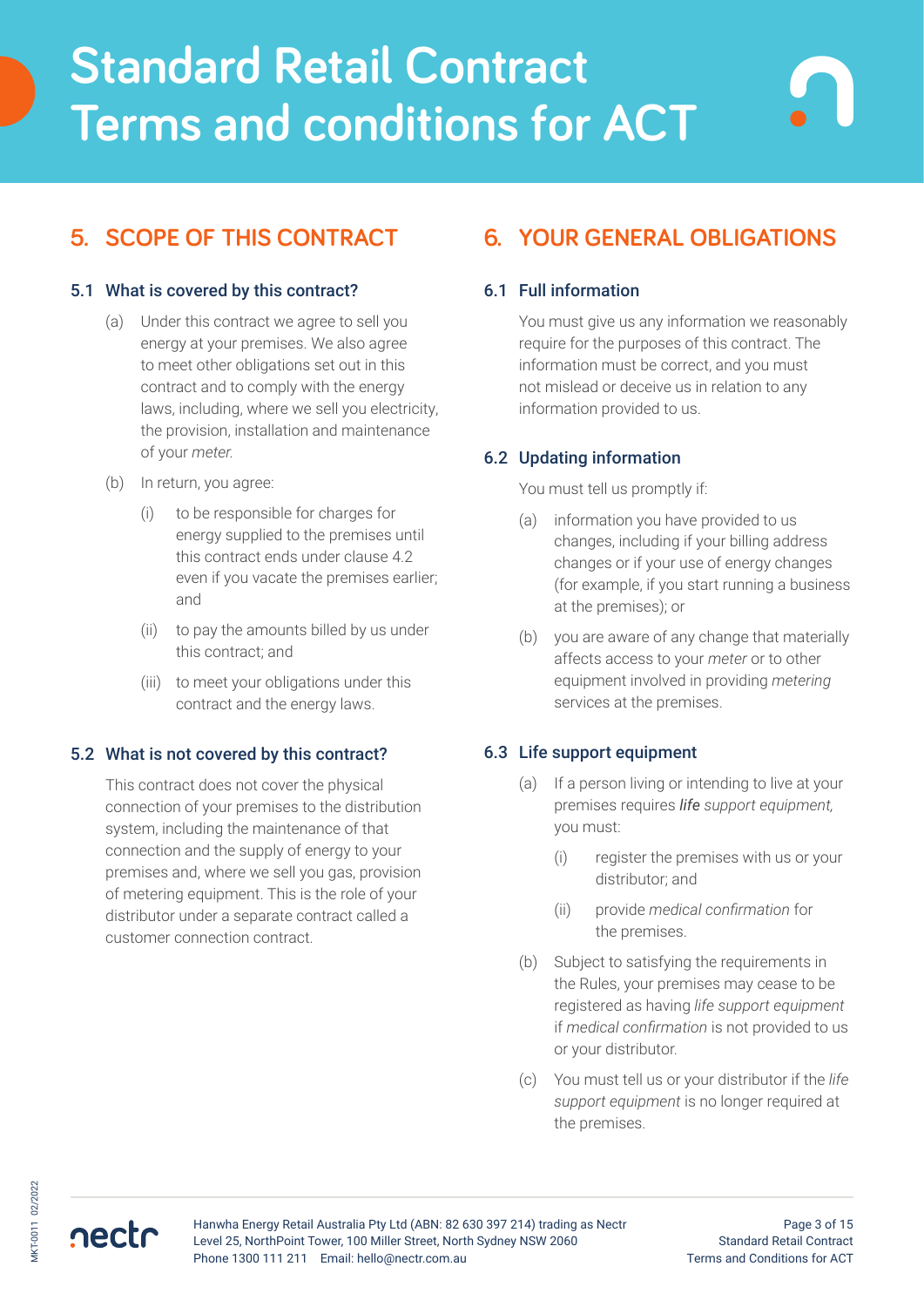# Standard Retail Contract Terms and conditions for ACT

## 5. SCOPE OF THIS CONTRACT

### 5.1 What is covered by this contract?

(a) Under this contract we agree to sell you energy at your premises. We also agree to meet other obligations set out in this contract and to comply with the energy laws, including, where we sell you electricity, the provision, installation and maintenance of your *meter.*

(b) In return, you agree:

(i) to be responsible for charges for energy supplied to the premises until this contract ends under clause 4.2 even if you vacate the premises earlier; and

(ii) to pay the amounts billed by us under this contract; and

(iii) to meet your obligations under this contract and the energy laws.

### 5.2 What is not covered by this contract?

This contract does not cover the physical connection of your premises to the distribution system, including the maintenance of that connection and the supply of energy to your premises and, where we sell you gas, provision of metering equipment. This is the role of your distributor under a separate contract called a customer connection contract.

## 6. YOUR GENERAL OBLIGATIONS

### 6.1 Full information

You must give us any information we reasonably require for the purposes of this contract. The information must be correct, and you must not mislead or deceive us in relation to any information provided to us.

### 6.2 Updating information

You must tell us promptly if:

(a) information you have provided to us changes, including if your billing address changes or if your use of energy changes (for example, if you start running a business at the premises); or

(b) you are aware of any change that materially affects access to your *meter* or to other equipment involved in providing *metering* services at the premises.

### 6.3 Life support equipment

(a) If a person living or intending to live at your premises requires ***life** support equipment,* you must:

(i) register the premises with us or your distributor; and

(ii) provide *medical confirmation* for the premises.

(b) Subject to satisfying the requirements in the Rules, your premises may cease to be registered as having *life support equipment* if *medical confirmation* is not provided to us or your distributor.

(c) You must tell us or your distributor if the *life support equipment* is no longer required at the premises.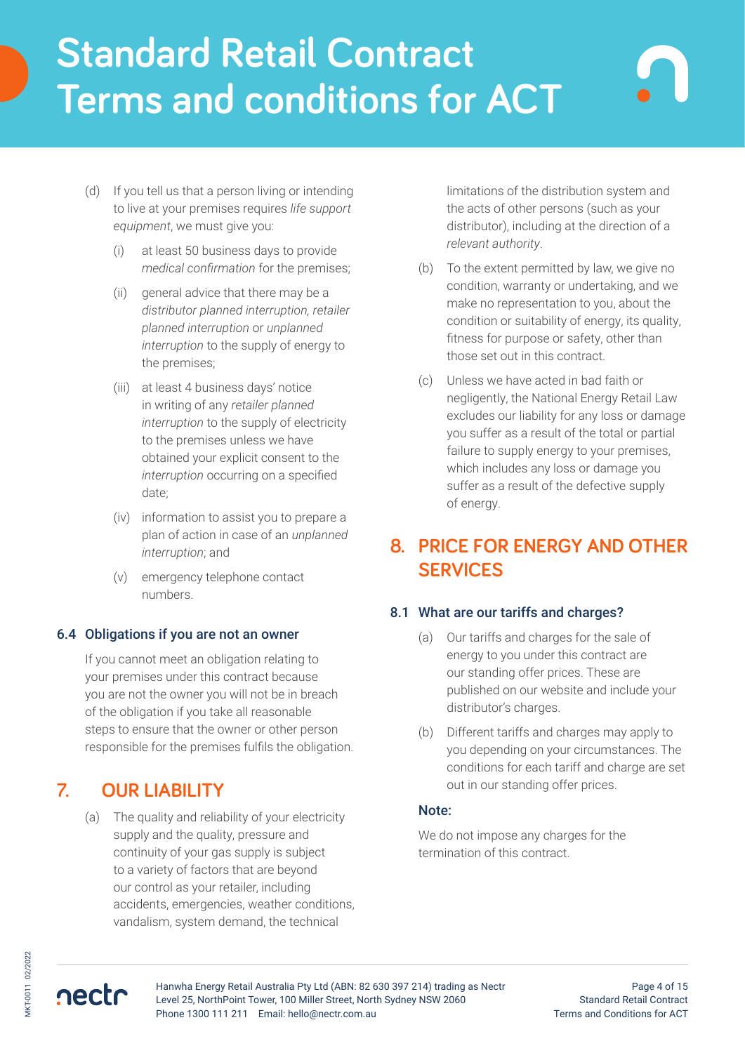(d) If you tell us that a person living or intending to live at your premises requires *life support equipment*, we must give you:

   (i) at least 50 business days to provide *medical confirmation* for the premises;

   (ii) general advice that there may be a *distributor planned interruption, retailer planned interruption* or *unplanned interruption* to the supply of energy to the premises;

   (iii) at least 4 business days' notice in writing of any *retailer planned interruption* to the supply of electricity to the premises unless we have obtained your explicit consent to the *interruption* occurring on a specified date;

   (iv) information to assist you to prepare a plan of action in case of an *unplanned interruption*; and

   (v) emergency telephone contact numbers.

### 6.4 Obligations if you are not an owner

If you cannot meet an obligation relating to your premises under this contract because you are not the owner you will not be in breach of the obligation if you take all reasonable steps to ensure that the owner or other person responsible for the premises fulfils the obligation.

## 7. OUR LIABILITY

(a) The quality and reliability of your electricity supply and the quality, pressure and continuity of your gas supply is subject to a variety of factors that are beyond our control as your retailer, including accidents, emergencies, weather conditions, vandalism, system demand, the technical limitations of the distribution system and the acts of other persons (such as your distributor), including at the direction of a *relevant authority*.

(b) To the extent permitted by law, we give no condition, warranty or undertaking, and we make no representation to you, about the condition or suitability of energy, its quality, fitness for purpose or safety, other than those set out in this contract.

(c) Unless we have acted in bad faith or negligently, the National Energy Retail Law excludes our liability for any loss or damage you suffer as a result of the total or partial failure to supply energy to your premises, which includes any loss or damage you suffer as a result of the defective supply of energy.

## 8. PRICE FOR ENERGY AND OTHER SERVICES

### 8.1 What are our tariffs and charges?

(a) Our tariffs and charges for the sale of energy to you under this contract are our standing offer prices. These are published on our website and include your distributor's charges.

(b) Different tariffs and charges may apply to you depending on your circumstances. The conditions for each tariff and charge are set out in our standing offer prices.

**Note:**

We do not impose any charges for the termination of this contract.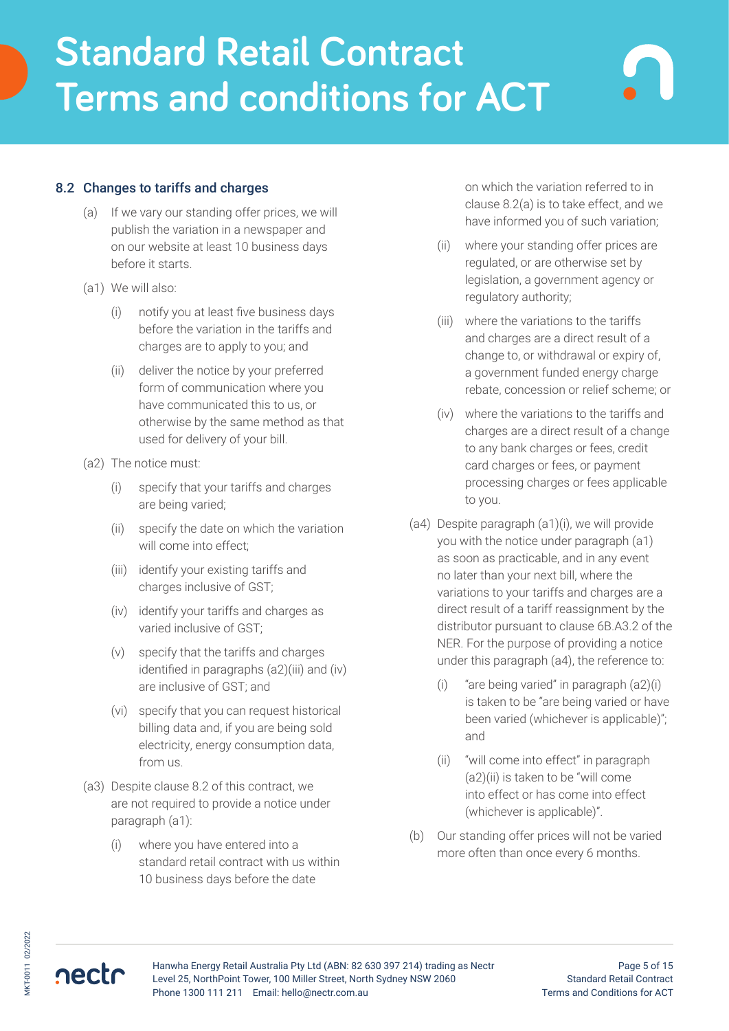### 8.2 Changes to tariffs and charges

(a) If we vary our standing offer prices, we will publish the variation in a newspaper and on our website at least 10 business days before it starts.

(a1) We will also:

- (i) notify you at least five business days before the variation in the tariffs and charges are to apply to you; and
- (ii) deliver the notice by your preferred form of communication where you have communicated this to us, or otherwise by the same method as that used for delivery of your bill.

(a2) The notice must:

- (i) specify that your tariffs and charges are being varied;
- (ii) specify the date on which the variation will come into effect;
- (iii) identify your existing tariffs and charges inclusive of GST;
- (iv) identify your tariffs and charges as varied inclusive of GST;
- (v) specify that the tariffs and charges identified in paragraphs (a2)(iii) and (iv) are inclusive of GST; and
- (vi) specify that you can request historical billing data and, if you are being sold electricity, energy consumption data, from us.

(a3) Despite clause 8.2 of this contract, we are not required to provide a notice under paragraph (a1):

- (i) where you have entered into a standard retail contract with us within 10 business days before the date on which the variation referred to in clause 8.2(a) is to take effect, and we have informed you of such variation;
- (ii) where your standing offer prices are regulated, or are otherwise set by legislation, a government agency or regulatory authority;
- (iii) where the variations to the tariffs and charges are a direct result of a change to, or withdrawal or expiry of, a government funded energy charge rebate, concession or relief scheme; or
- (iv) where the variations to the tariffs and charges are a direct result of a change to any bank charges or fees, credit card charges or fees, or payment processing charges or fees applicable to you.

(a4) Despite paragraph (a1)(i), we will provide you with the notice under paragraph (a1) as soon as practicable, and in any event no later than your next bill, where the variations to your tariffs and charges are a direct result of a tariff reassignment by the distributor pursuant to clause 6B.A3.2 of the NER. For the purpose of providing a notice under this paragraph (a4), the reference to:

- (i) "are being varied" in paragraph (a2)(i) is taken to be "are being varied or have been varied (whichever is applicable)"; and
- (ii) "will come into effect" in paragraph (a2)(ii) is taken to be "will come into effect or has come into effect (whichever is applicable)".

(b) Our standing offer prices will not be varied more often than once every 6 months.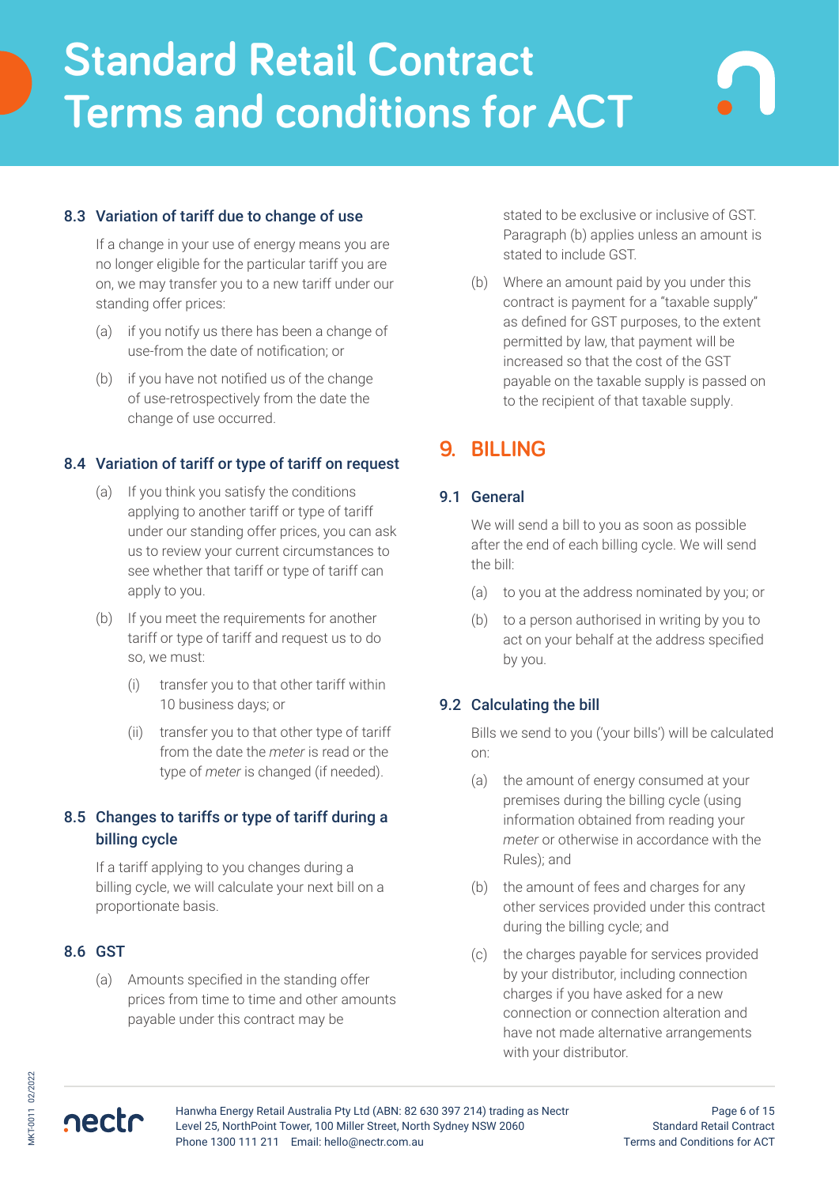### 8.3 Variation of tariff due to change of use

If a change in your use of energy means you are no longer eligible for the particular tariff you are on, we may transfer you to a new tariff under our standing offer prices:

(a) if you notify us there has been a change of use-from the date of notification; or

(b) if you have not notified us of the change of use-retrospectively from the date the change of use occurred.

### 8.4 Variation of tariff or type of tariff on request

(a) If you think you satisfy the conditions applying to another tariff or type of tariff under our standing offer prices, you can ask us to review your current circumstances to see whether that tariff or type of tariff can apply to you.

(b) If you meet the requirements for another tariff or type of tariff and request us to do so, we must:

(i) transfer you to that other tariff within 10 business days; or

(ii) transfer you to that other type of tariff from the date the *meter* is read or the type of *meter* is changed (if needed).

### 8.5 Changes to tariffs or type of tariff during a billing cycle

If a tariff applying to you changes during a billing cycle, we will calculate your next bill on a proportionate basis.

### 8.6 GST

(a) Amounts specified in the standing offer prices from time to time and other amounts payable under this contract may be stated to be exclusive or inclusive of GST. Paragraph (b) applies unless an amount is stated to include GST.

(b) Where an amount paid by you under this contract is payment for a "taxable supply" as defined for GST purposes, to the extent permitted by law, that payment will be increased so that the cost of the GST payable on the taxable supply is passed on to the recipient of that taxable supply.

## 9. BILLING

### 9.1 General

We will send a bill to you as soon as possible after the end of each billing cycle. We will send the bill:

(a) to you at the address nominated by you; or

(b) to a person authorised in writing by you to act on your behalf at the address specified by you.

### 9.2 Calculating the bill

Bills we send to you ('your bills') will be calculated on:

(a) the amount of energy consumed at your premises during the billing cycle (using information obtained from reading your *meter* or otherwise in accordance with the Rules); and

(b) the amount of fees and charges for any other services provided under this contract during the billing cycle; and

(c) the charges payable for services provided by your distributor, including connection charges if you have asked for a new connection or connection alteration and have not made alternative arrangements with your distributor.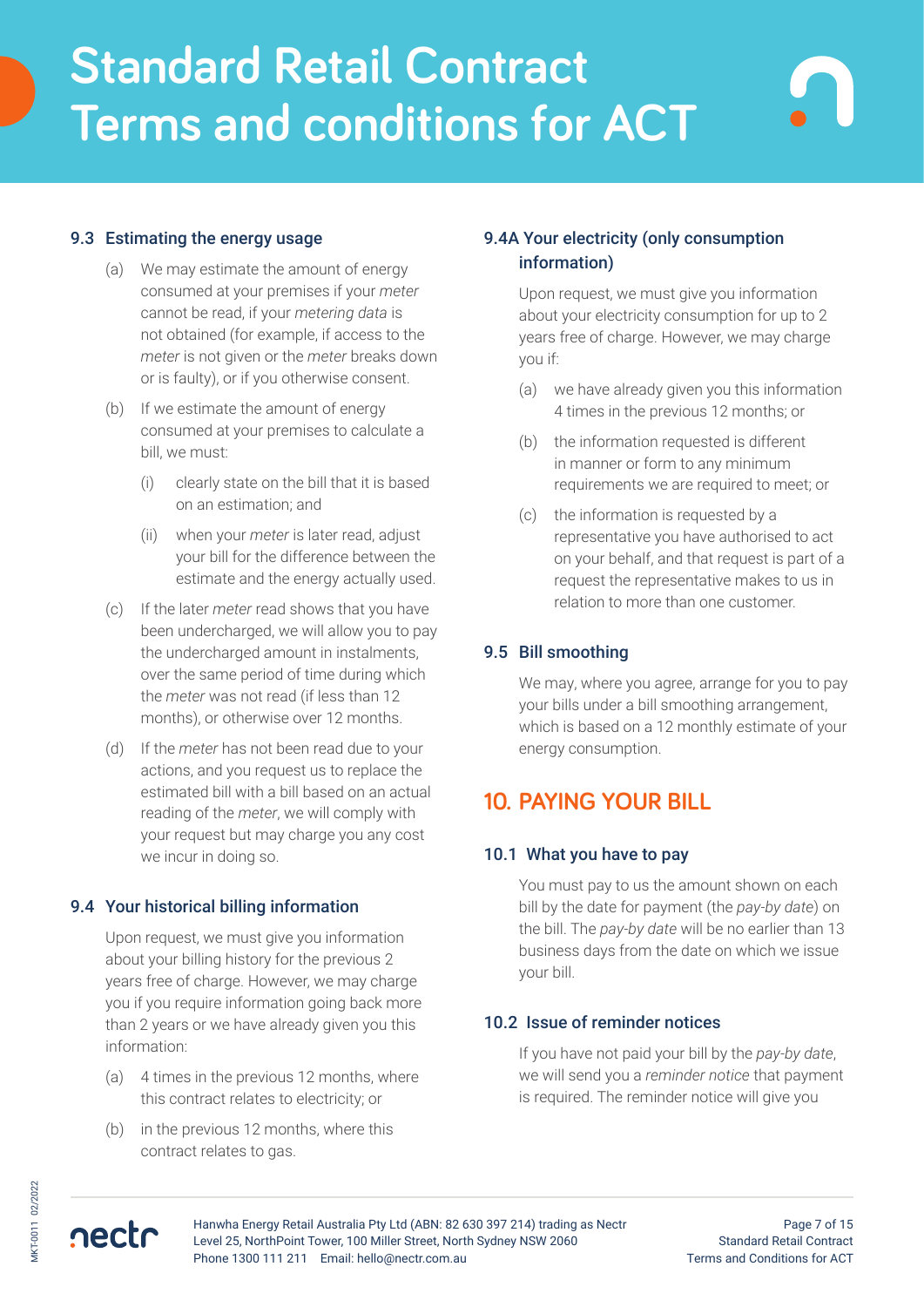### 9.3 Estimating the energy usage

(a) We may estimate the amount of energy consumed at your premises if your *meter* cannot be read, if your *metering data* is not obtained (for example, if access to the *meter* is not given or the *meter* breaks down or is faulty), or if you otherwise consent.

(b) If we estimate the amount of energy consumed at your premises to calculate a bill, we must:

  (i) clearly state on the bill that it is based on an estimation; and

  (ii) when your *meter* is later read, adjust your bill for the difference between the estimate and the energy actually used.

(c) If the later *meter* read shows that you have been undercharged, we will allow you to pay the undercharged amount in instalments, over the same period of time during which the *meter* was not read (if less than 12 months), or otherwise over 12 months.

(d) If the *meter* has not been read due to your actions, and you request us to replace the estimated bill with a bill based on an actual reading of the *meter*, we will comply with your request but may charge you any cost we incur in doing so.

### 9.4 Your historical billing information

Upon request, we must give you information about your billing history for the previous 2 years free of charge. However, we may charge you if you require information going back more than 2 years or we have already given you this information:

(a) 4 times in the previous 12 months, where this contract relates to electricity; or

(b) in the previous 12 months, where this contract relates to gas.

### 9.4A Your electricity (only consumption information)

Upon request, we must give you information about your electricity consumption for up to 2 years free of charge. However, we may charge you if:

(a) we have already given you this information 4 times in the previous 12 months; or

(b) the information requested is different in manner or form to any minimum requirements we are required to meet; or

(c) the information is requested by a representative you have authorised to act on your behalf, and that request is part of a request the representative makes to us in relation to more than one customer.

### 9.5 Bill smoothing

We may, where you agree, arrange for you to pay your bills under a bill smoothing arrangement, which is based on a 12 monthly estimate of your energy consumption.

## 10. PAYING YOUR BILL

### 10.1 What you have to pay

You must pay to us the amount shown on each bill by the date for payment (the *pay-by date*) on the bill. The *pay-by date* will be no earlier than 13 business days from the date on which we issue your bill.

### 10.2 Issue of reminder notices

If you have not paid your bill by the *pay-by date*, we will send you a *reminder notice* that payment is required. The reminder notice will give you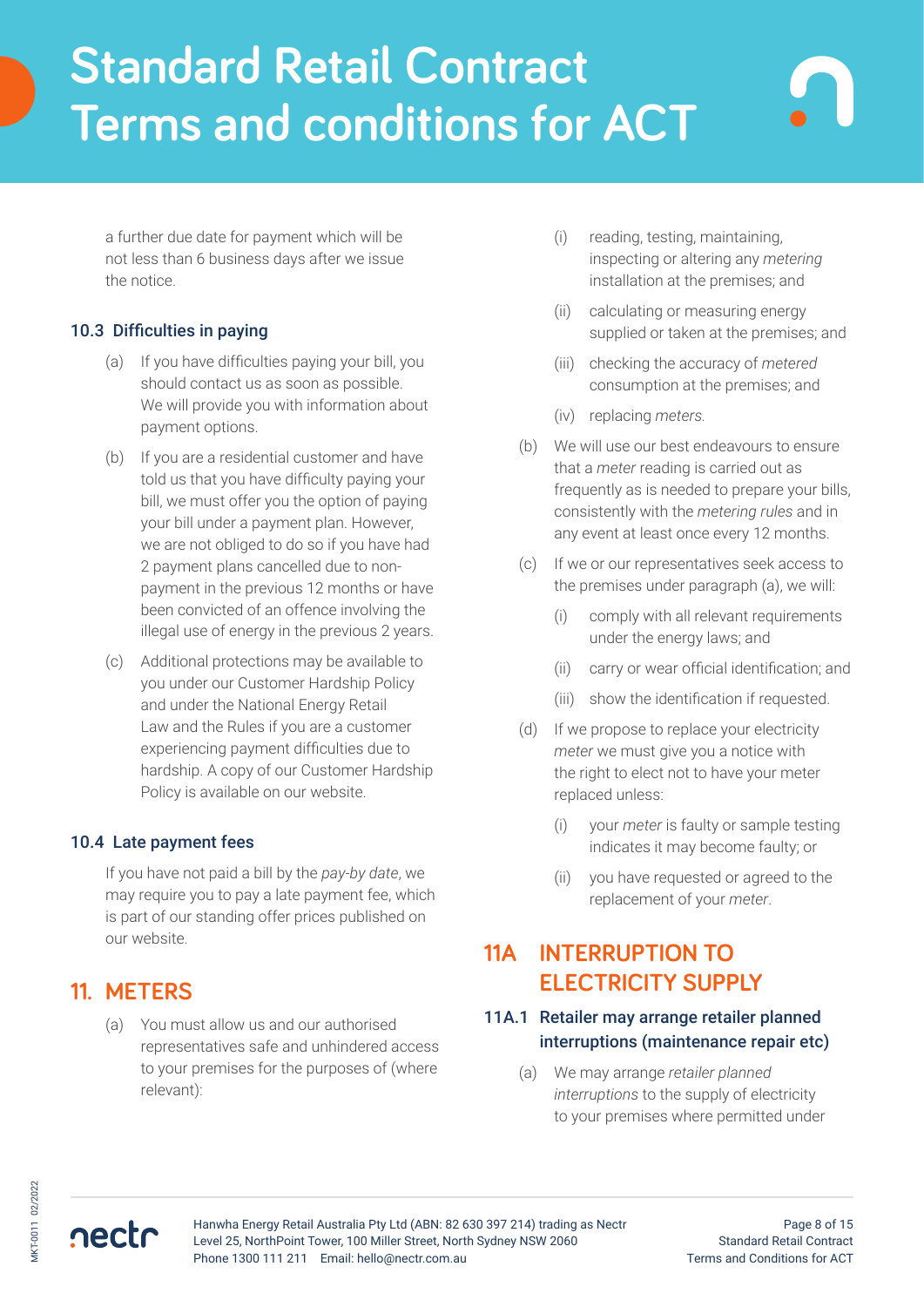a further due date for payment which will be not less than 6 business days after we issue the notice.

### 10.3 Difficulties in paying

(a) If you have difficulties paying your bill, you should contact us as soon as possible. We will provide you with information about payment options.

(b) If you are a residential customer and have told us that you have difficulty paying your bill, we must offer you the option of paying your bill under a payment plan. However, we are not obliged to do so if you have had 2 payment plans cancelled due to non-payment in the previous 12 months or have been convicted of an offence involving the illegal use of energy in the previous 2 years.

(c) Additional protections may be available to you under our Customer Hardship Policy and under the National Energy Retail Law and the Rules if you are a customer experiencing payment difficulties due to hardship. A copy of our Customer Hardship Policy is available on our website.

### 10.4 Late payment fees

If you have not paid a bill by the *pay-by date*, we may require you to pay a late payment fee, which is part of our standing offer prices published on our website.

## 11. METERS

(a) You must allow us and our authorised representatives safe and unhindered access to your premises for the purposes of (where relevant):

(i) reading, testing, maintaining, inspecting or altering any *metering* installation at the premises; and

(ii) calculating or measuring energy supplied or taken at the premises; and

(iii) checking the accuracy of *metered* consumption at the premises; and

(iv) replacing *meters*.

(b) We will use our best endeavours to ensure that a *meter* reading is carried out as frequently as is needed to prepare your bills, consistently with the *metering rules* and in any event at least once every 12 months.

(c) If we or our representatives seek access to the premises under paragraph (a), we will:

(i) comply with all relevant requirements under the energy laws; and

(ii) carry or wear official identification; and

(iii) show the identification if requested.

(d) If we propose to replace your electricity *meter* we must give you a notice with the right to elect not to have your meter replaced unless:

(i) your *meter* is faulty or sample testing indicates it may become faulty; or

(ii) you have requested or agreed to the replacement of your *meter*.

## 11A INTERRUPTION TO ELECTRICITY SUPPLY

### 11A.1 Retailer may arrange retailer planned interruptions (maintenance repair etc)

(a) We may arrange *retailer planned interruptions* to the supply of electricity to your premises where permitted under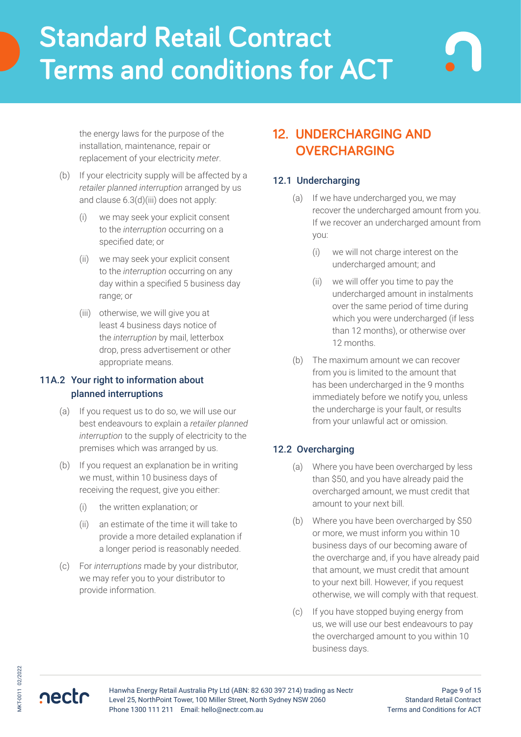the energy laws for the purpose of the installation, maintenance, repair or replacement of your electricity *meter*.

(b) If your electricity supply will be affected by a *retailer planned interruption* arranged by us and clause 6.3(d)(iii) does not apply:

(i) we may seek your explicit consent to the *interruption* occurring on a specified date; or

(ii) we may seek your explicit consent to the *interruption* occurring on any day within a specified 5 business day range; or

(iii) otherwise, we will give you at least 4 business days notice of the *interruption* by mail, letterbox drop, press advertisement or other appropriate means.

### 11A.2 Your right to information about planned interruptions

(a) If you request us to do so, we will use our best endeavours to explain a *retailer planned interruption* to the supply of electricity to the premises which was arranged by us.

(b) If you request an explanation be in writing we must, within 10 business days of receiving the request, give you either:

(i) the written explanation; or

(ii) an estimate of the time it will take to provide a more detailed explanation if a longer period is reasonably needed.

(c) For *interruptions* made by your distributor, we may refer you to your distributor to provide information.

## 12. UNDERCHARGING AND OVERCHARGING

### 12.1 Undercharging

(a) If we have undercharged you, we may recover the undercharged amount from you. If we recover an undercharged amount from you:

(i) we will not charge interest on the undercharged amount; and

(ii) we will offer you time to pay the undercharged amount in instalments over the same period of time during which you were undercharged (if less than 12 months), or otherwise over 12 months.

(b) The maximum amount we can recover from you is limited to the amount that has been undercharged in the 9 months immediately before we notify you, unless the undercharge is your fault, or results from your unlawful act or omission.

### 12.2 Overcharging

(a) Where you have been overcharged by less than $50, and you have already paid the overcharged amount, we must credit that amount to your next bill.

(b) Where you have been overcharged by $50 or more, we must inform you within 10 business days of our becoming aware of the overcharge and, if you have already paid that amount, we must credit that amount to your next bill. However, if you request otherwise, we will comply with that request.

(c) If you have stopped buying energy from us, we will use our best endeavours to pay the overcharged amount to you within 10 business days.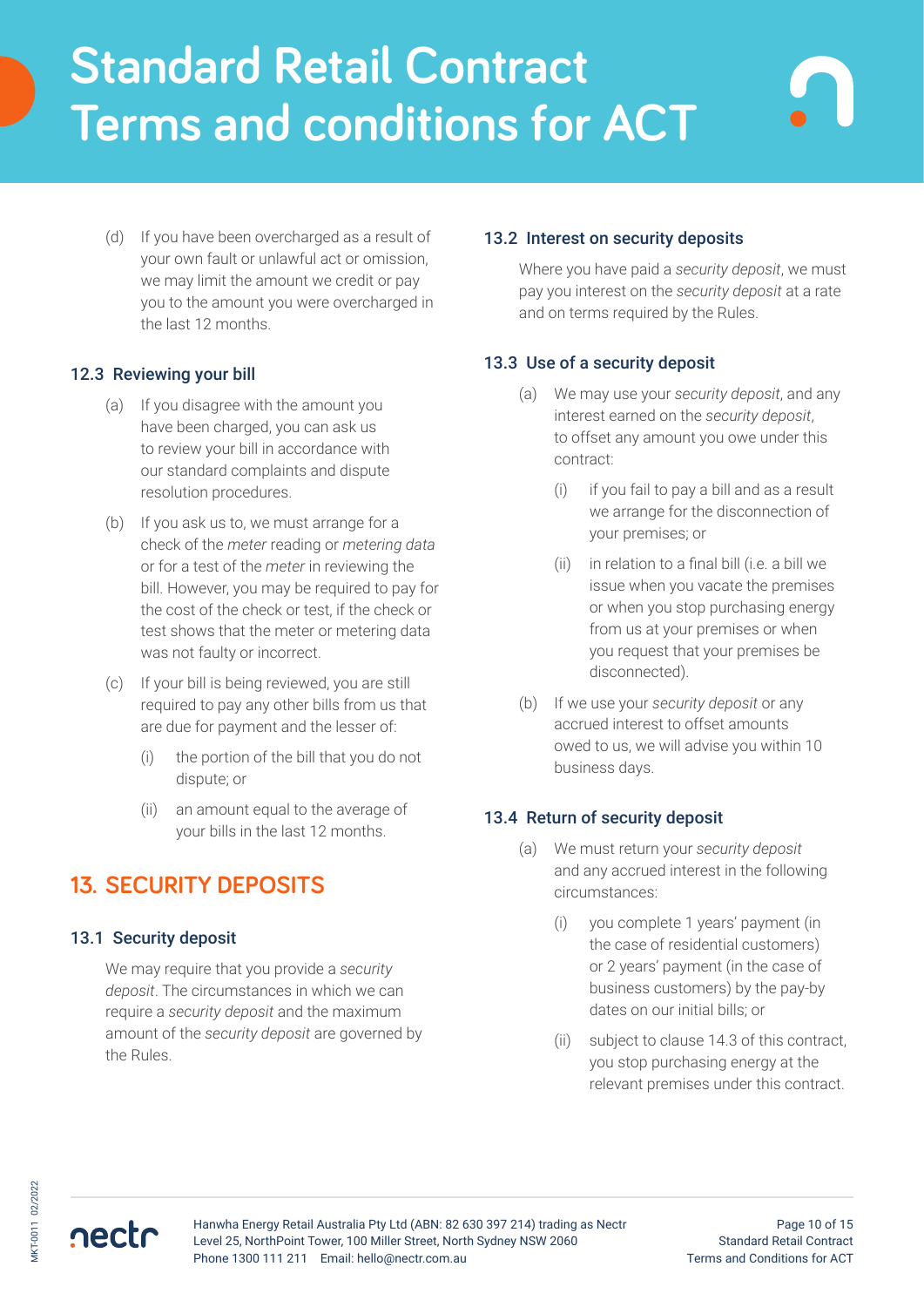(d) If you have been overcharged as a result of your own fault or unlawful act or omission, we may limit the amount we credit or pay you to the amount you were overcharged in the last 12 months.

### 12.3 Reviewing your bill

(a) If you disagree with the amount you have been charged, you can ask us to review your bill in accordance with our standard complaints and dispute resolution procedures.

(b) If you ask us to, we must arrange for a check of the *meter* reading or *metering data* or for a test of the *meter* in reviewing the bill. However, you may be required to pay for the cost of the check or test, if the check or test shows that the meter or metering data was not faulty or incorrect.

(c) If your bill is being reviewed, you are still required to pay any other bills from us that are due for payment and the lesser of:

(i) the portion of the bill that you do not dispute; or

(ii) an amount equal to the average of your bills in the last 12 months.

## 13. SECURITY DEPOSITS

### 13.1 Security deposit

We may require that you provide a *security deposit*. The circumstances in which we can require a *security deposit* and the maximum amount of the *security deposit* are governed by the Rules.

### 13.2 Interest on security deposits

Where you have paid a *security deposit*, we must pay you interest on the *security deposit* at a rate and on terms required by the Rules.

### 13.3 Use of a security deposit

(a) We may use your *security deposit*, and any interest earned on the *security deposit*, to offset any amount you owe under this contract:

(i) if you fail to pay a bill and as a result we arrange for the disconnection of your premises; or

(ii) in relation to a final bill (i.e. a bill we issue when you vacate the premises or when you stop purchasing energy from us at your premises or when you request that your premises be disconnected).

(b) If we use your *security deposit* or any accrued interest to offset amounts owed to us, we will advise you within 10 business days.

### 13.4 Return of security deposit

(a) We must return your *security deposit* and any accrued interest in the following circumstances:

(i) you complete 1 years' payment (in the case of residential customers) or 2 years' payment (in the case of business customers) by the pay-by dates on our initial bills; or

(ii) subject to clause 14.3 of this contract, you stop purchasing energy at the relevant premises under this contract.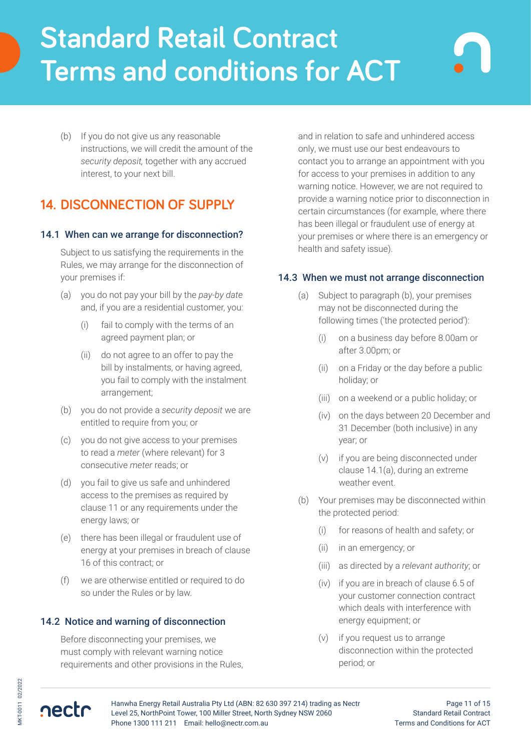(b) If you do not give us any reasonable instructions, we will credit the amount of the *security deposit,* together with any accrued interest, to your next bill.

## 14. DISCONNECTION OF SUPPLY

### 14.1 When can we arrange for disconnection?

Subject to us satisfying the requirements in the Rules, we may arrange for the disconnection of your premises if:

(a) you do not pay your bill by the *pay-by date* and, if you are a residential customer, you:

   (i) fail to comply with the terms of an agreed payment plan; or

   (ii) do not agree to an offer to pay the bill by instalments, or having agreed, you fail to comply with the instalment arrangement;

(b) you do not provide a *security deposit* we are entitled to require from you; or

(c) you do not give access to your premises to read a *meter* (where relevant) for 3 consecutive *meter* reads; or

(d) you fail to give us safe and unhindered access to the premises as required by clause 11 or any requirements under the energy laws; or

(e) there has been illegal or fraudulent use of energy at your premises in breach of clause 16 of this contract; or

(f) we are otherwise entitled or required to do so under the Rules or by law.

### 14.2 Notice and warning of disconnection

Before disconnecting your premises, we must comply with relevant warning notice requirements and other provisions in the Rules, and in relation to safe and unhindered access only, we must use our best endeavours to contact you to arrange an appointment with you for access to your premises in addition to any warning notice. However, we are not required to provide a warning notice prior to disconnection in certain circumstances (for example, where there has been illegal or fraudulent use of energy at your premises or where there is an emergency or health and safety issue).

### 14.3 When we must not arrange disconnection

(a) Subject to paragraph (b), your premises may not be disconnected during the following times ('the protected period'):

   (i) on a business day before 8.00am or after 3.00pm; or

   (ii) on a Friday or the day before a public holiday; or

   (iii) on a weekend or a public holiday; or

   (iv) on the days between 20 December and 31 December (both inclusive) in any year; or

   (v) if you are being disconnected under clause 14.1(a), during an extreme weather event.

(b) Your premises may be disconnected within the protected period:

   (i) for reasons of health and safety; or

   (ii) in an emergency; or

   (iii) as directed by a *relevant authority*; or

   (iv) if you are in breach of clause 6.5 of your customer connection contract which deals with interference with energy equipment; or

   (v) if you request us to arrange disconnection within the protected period; or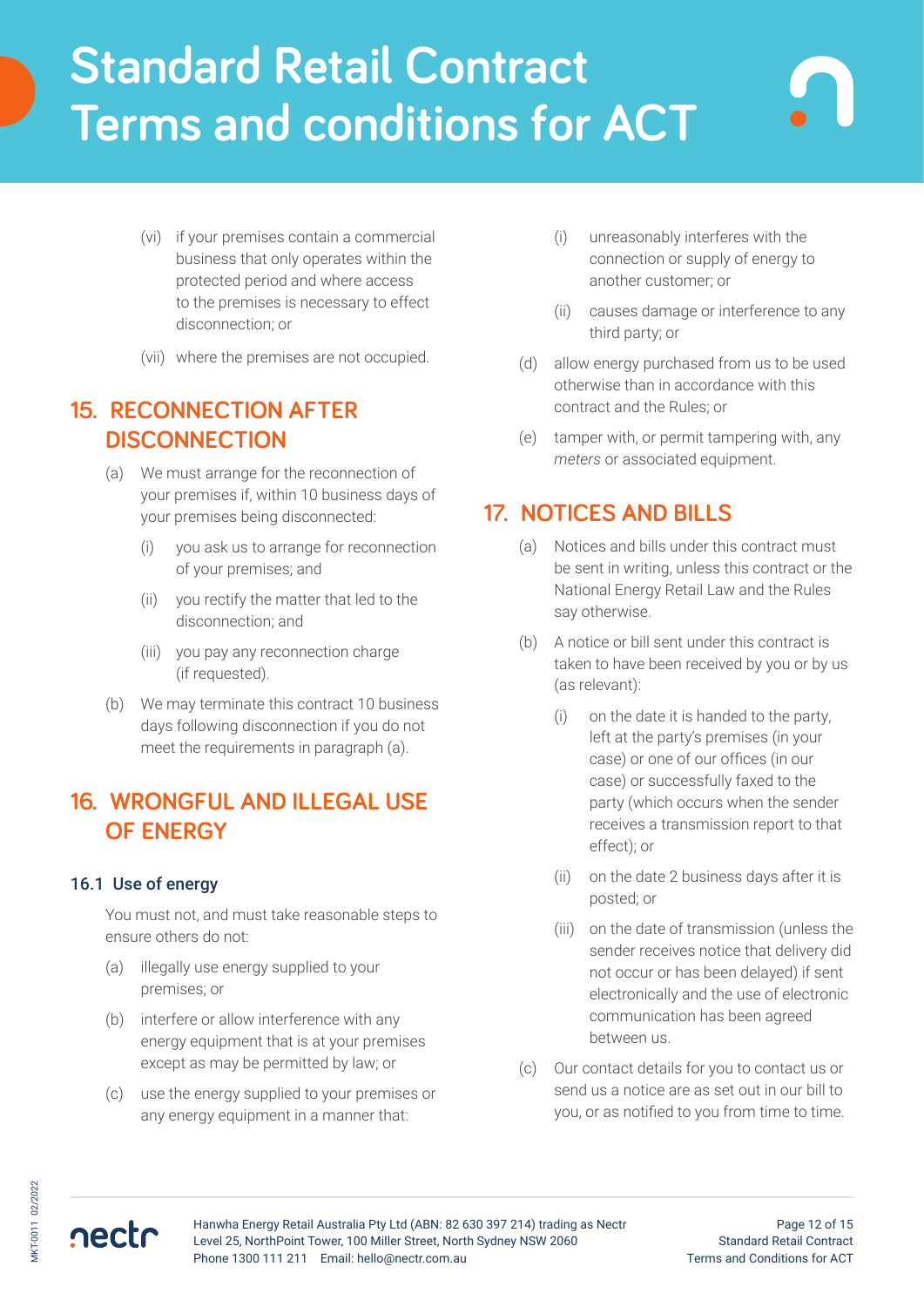(vi) if your premises contain a commercial business that only operates within the protected period and where access to the premises is necessary to effect disconnection; or

(vii) where the premises are not occupied.

## 15. RECONNECTION AFTER DISCONNECTION

(a) We must arrange for the reconnection of your premises if, within 10 business days of your premises being disconnected:

(i) you ask us to arrange for reconnection of your premises; and

(ii) you rectify the matter that led to the disconnection; and

(iii) you pay any reconnection charge (if requested).

(b) We may terminate this contract 10 business days following disconnection if you do not meet the requirements in paragraph (a).

## 16. WRONGFUL AND ILLEGAL USE OF ENERGY

### 16.1 Use of energy

You must not, and must take reasonable steps to ensure others do not:

(a) illegally use energy supplied to your premises; or

(b) interfere or allow interference with any energy equipment that is at your premises except as may be permitted by law; or

(c) use the energy supplied to your premises or any energy equipment in a manner that:

(i) unreasonably interferes with the connection or supply of energy to another customer; or

(ii) causes damage or interference to any third party; or

(d) allow energy purchased from us to be used otherwise than in accordance with this contract and the Rules; or

(e) tamper with, or permit tampering with, any *meters* or associated equipment.

## 17. NOTICES AND BILLS

(a) Notices and bills under this contract must be sent in writing, unless this contract or the National Energy Retail Law and the Rules say otherwise.

(b) A notice or bill sent under this contract is taken to have been received by you or by us (as relevant):

(i) on the date it is handed to the party, left at the party's premises (in your case) or one of our offices (in our case) or successfully faxed to the party (which occurs when the sender receives a transmission report to that effect); or

(ii) on the date 2 business days after it is posted; or

(iii) on the date of transmission (unless the sender receives notice that delivery did not occur or has been delayed) if sent electronically and the use of electronic communication has been agreed between us.

(c) Our contact details for you to contact us or send us a notice are as set out in our bill to you, or as notified to you from time to time.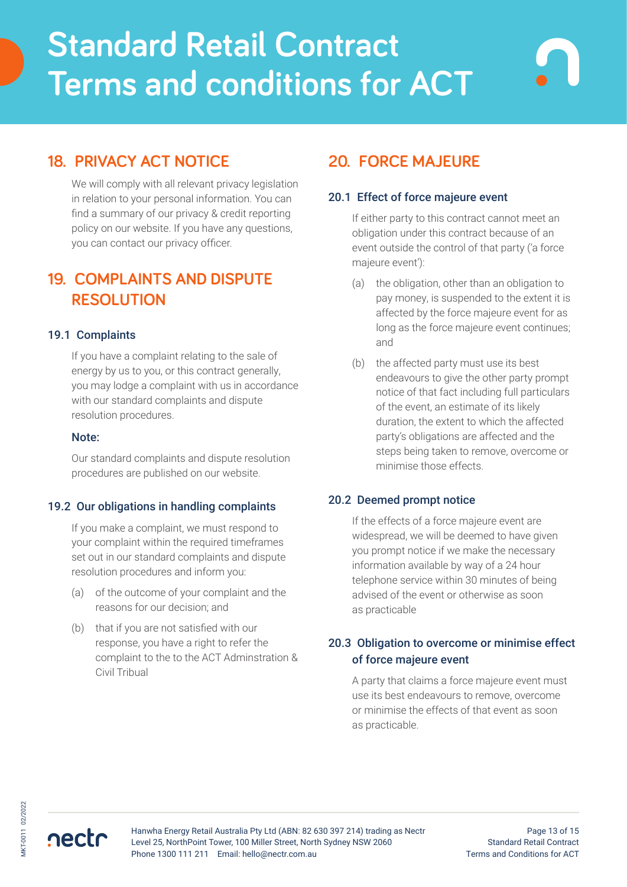## 18. PRIVACY ACT NOTICE

We will comply with all relevant privacy legislation in relation to your personal information. You can find a summary of our privacy & credit reporting policy on our website. If you have any questions, you can contact our privacy officer.

## 19. COMPLAINTS AND DISPUTE RESOLUTION

### 19.1 Complaints

If you have a complaint relating to the sale of energy by us to you, or this contract generally, you may lodge a complaint with us in accordance with our standard complaints and dispute resolution procedures.

**Note:**

Our standard complaints and dispute resolution procedures are published on our website.

### 19.2 Our obligations in handling complaints

If you make a complaint, we must respond to your complaint within the required timeframes set out in our standard complaints and dispute resolution procedures and inform you:

(a) of the outcome of your complaint and the reasons for our decision; and

(b) that if you are not satisfied with our response, you have a right to refer the complaint to the to the ACT Adminstration & Civil Tribual

## 20. FORCE MAJEURE

### 20.1 Effect of force majeure event

If either party to this contract cannot meet an obligation under this contract because of an event outside the control of that party ('a force majeure event'):

(a) the obligation, other than an obligation to pay money, is suspended to the extent it is affected by the force majeure event for as long as the force majeure event continues; and

(b) the affected party must use its best endeavours to give the other party prompt notice of that fact including full particulars of the event, an estimate of its likely duration, the extent to which the affected party's obligations are affected and the steps being taken to remove, overcome or minimise those effects.

### 20.2 Deemed prompt notice

If the effects of a force majeure event are widespread, we will be deemed to have given you prompt notice if we make the necessary information available by way of a 24 hour telephone service within 30 minutes of being advised of the event or otherwise as soon as practicable

### 20.3 Obligation to overcome or minimise effect of force majeure event

A party that claims a force majeure event must use its best endeavours to remove, overcome or minimise the effects of that event as soon as practicable.

Hanwha Energy Retail Australia Pty Ltd (ABN: 82 630 397 214) trading as Nectr
Level 25, NorthPoint Tower, 100 Miller Street, North Sydney NSW 2060
Phone 1300 111 211 Email: hello@nectr.com.au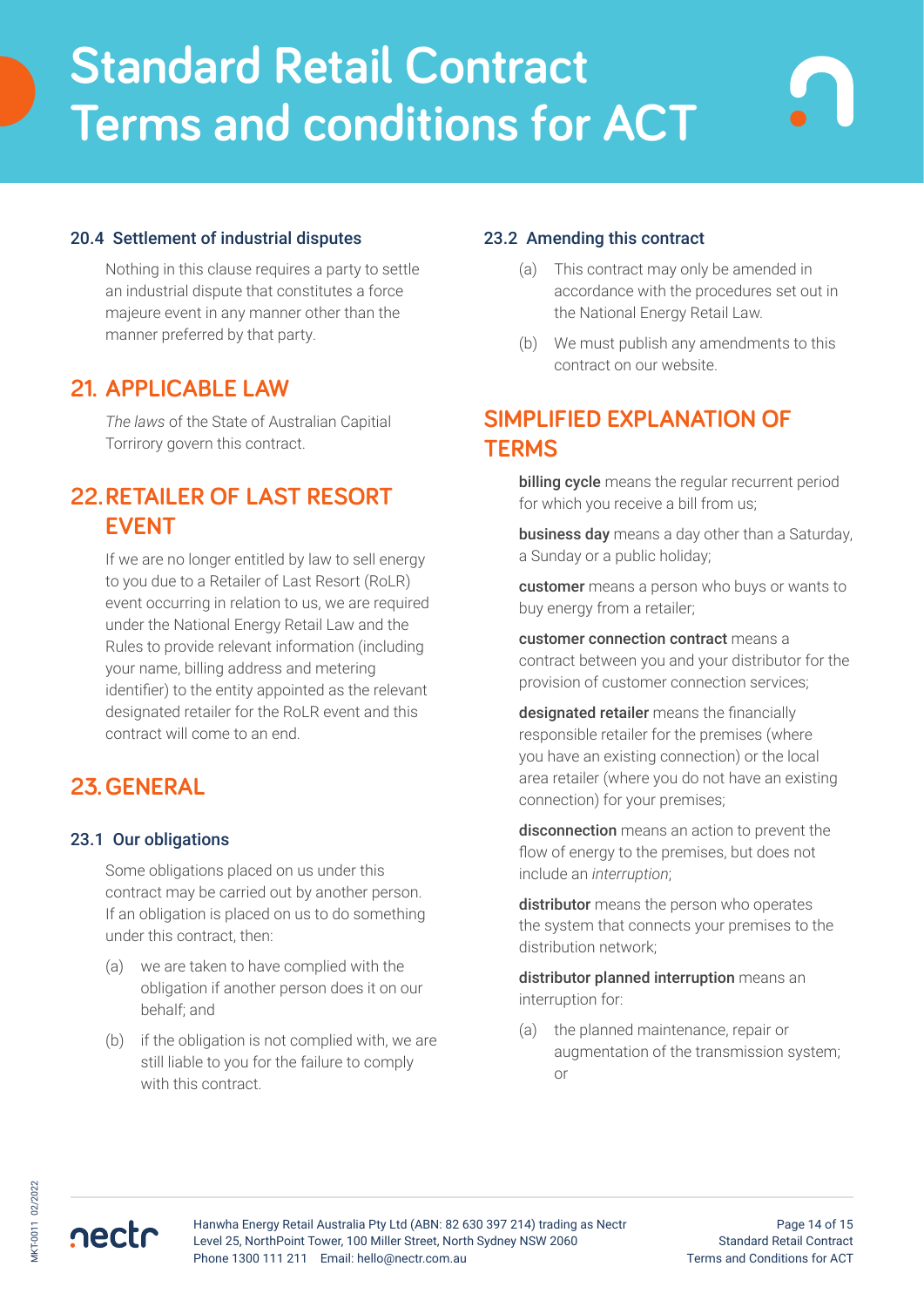### 20.4 Settlement of industrial disputes

Nothing in this clause requires a party to settle an industrial dispute that constitutes a force majeure event in any manner other than the manner preferred by that party.

## 21. APPLICABLE LAW

*The laws* of the State of Australian Capital Torrirory govern this contract.

## 22. RETAILER OF LAST RESORT EVENT

If we are no longer entitled by law to sell energy to you due to a Retailer of Last Resort (RoLR) event occurring in relation to us, we are required under the National Energy Retail Law and the Rules to provide relevant information (including your name, billing address and metering identifier) to the entity appointed as the relevant designated retailer for the RoLR event and this contract will come to an end.

## 23. GENERAL

### 23.1 Our obligations

Some obligations placed on us under this contract may be carried out by another person. If an obligation is placed on us to do something under this contract, then:

(a) we are taken to have complied with the obligation if another person does it on our behalf; and

(b) if the obligation is not complied with, we are still liable to you for the failure to comply with this contract.

### 23.2 Amending this contract

(a) This contract may only be amended in accordance with the procedures set out in the National Energy Retail Law.

(b) We must publish any amendments to this contract on our website.

## SIMPLIFIED EXPLANATION OF TERMS

**billing cycle** means the regular recurrent period for which you receive a bill from us;

**business day** means a day other than a Saturday, a Sunday or a public holiday;

**customer** means a person who buys or wants to buy energy from a retailer;

**customer connection contract** means a contract between you and your distributor for the provision of customer connection services;

**designated retailer** means the financially responsible retailer for the premises (where you have an existing connection) or the local area retailer (where you do not have an existing connection) for your premises;

**disconnection** means an action to prevent the flow of energy to the premises, but does not include an *interruption*;

**distributor** means the person who operates the system that connects your premises to the distribution network;

**distributor planned interruption** means an interruption for:

(a) the planned maintenance, repair or augmentation of the transmission system; or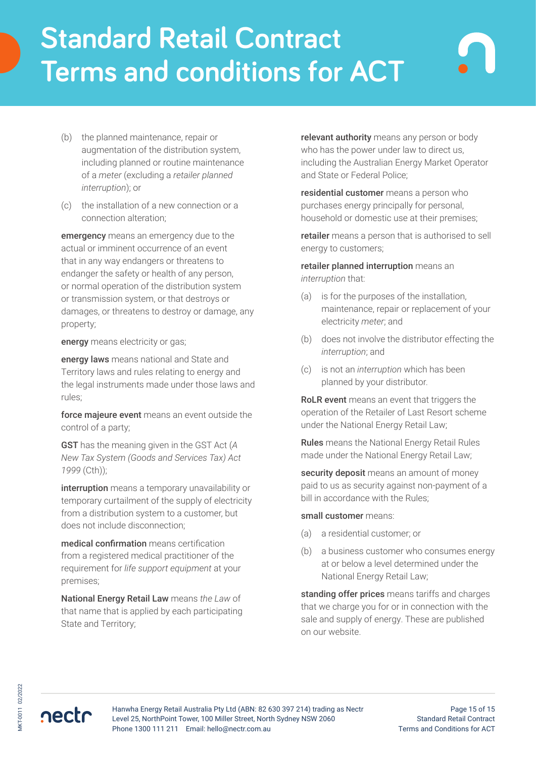(b) the planned maintenance, repair or augmentation of the distribution system, including planned or routine maintenance of a *meter* (excluding a *retailer planned interruption*); or

(c) the installation of a new connection or a connection alteration;

**emergency** means an emergency due to the actual or imminent occurrence of an event that in any way endangers or threatens to endanger the safety or health of any person, or normal operation of the distribution system or transmission system, or that destroys or damages, or threatens to destroy or damage, any property;

**energy** means electricity or gas;

**energy laws** means national and State and Territory laws and rules relating to energy and the legal instruments made under those laws and rules;

**force majeure event** means an event outside the control of a party;

**GST** has the meaning given in the GST Act (*A New Tax System (Goods and Services Tax) Act 1999* (Cth));

**interruption** means a temporary unavailability or temporary curtailment of the supply of electricity from a distribution system to a customer, but does not include disconnection;

**medical confirmation** means certification from a registered medical practitioner of the requirement for *life support equipment* at your premises;

**National Energy Retail Law** means *the Law* of that name that is applied by each participating State and Territory;

**relevant authority** means any person or body who has the power under law to direct us, including the Australian Energy Market Operator and State or Federal Police;

**residential customer** means a person who purchases energy principally for personal, household or domestic use at their premises;

**retailer** means a person that is authorised to sell energy to customers;

**retailer planned interruption** means an *interruption* that:

(a) is for the purposes of the installation, maintenance, repair or replacement of your electricity *meter*; and

(b) does not involve the distributor effecting the *interruption*; and

(c) is not an *interruption* which has been planned by your distributor.

**RoLR event** means an event that triggers the operation of the Retailer of Last Resort scheme under the National Energy Retail Law;

**Rules** means the National Energy Retail Rules made under the National Energy Retail Law;

**security deposit** means an amount of money paid to us as security against non-payment of a bill in accordance with the Rules;

**small customer** means:

(a) a residential customer; or

(b) a business customer who consumes energy at or below a level determined under the National Energy Retail Law;

**standing offer prices** means tariffs and charges that we charge you for or in connection with the sale and supply of energy. These are published on our website.